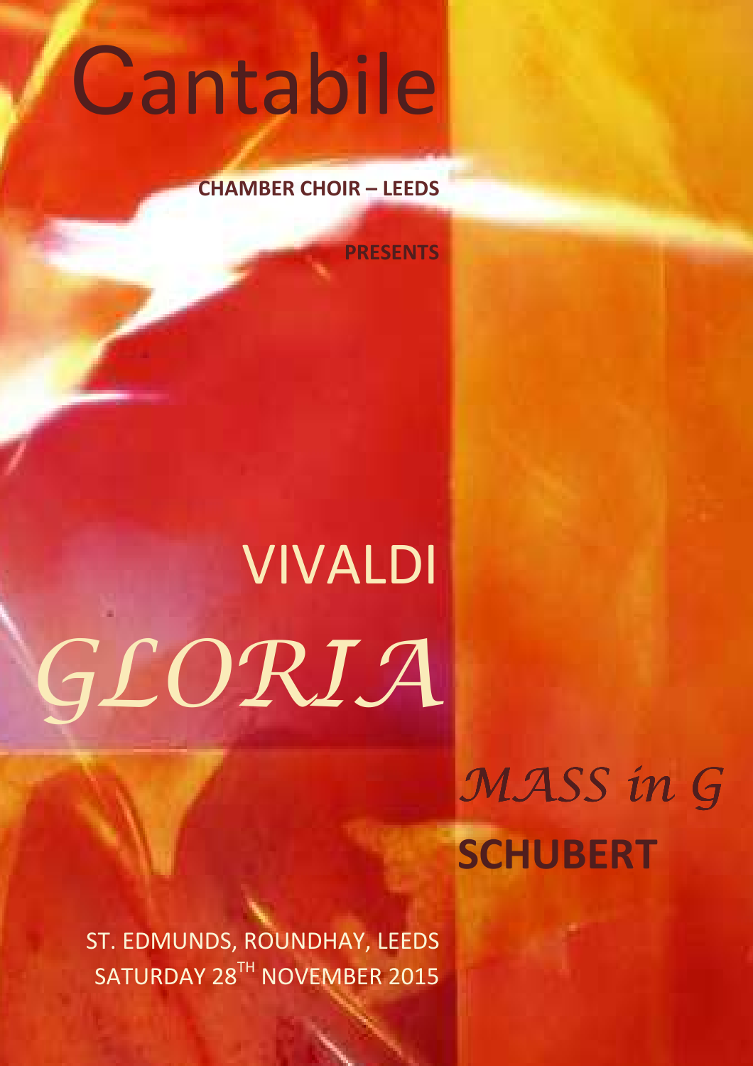# Cantabile

**CHAMBER CHOIR – LEEDS**

**PRESENTS**

VIVALDI

*GLORIA*

*MASS in G*

**SCHUBERT**

ST. EDMUNDS, ROUNDHAY, LEEDS
SATURDAY 28TH NOVEMBER 2015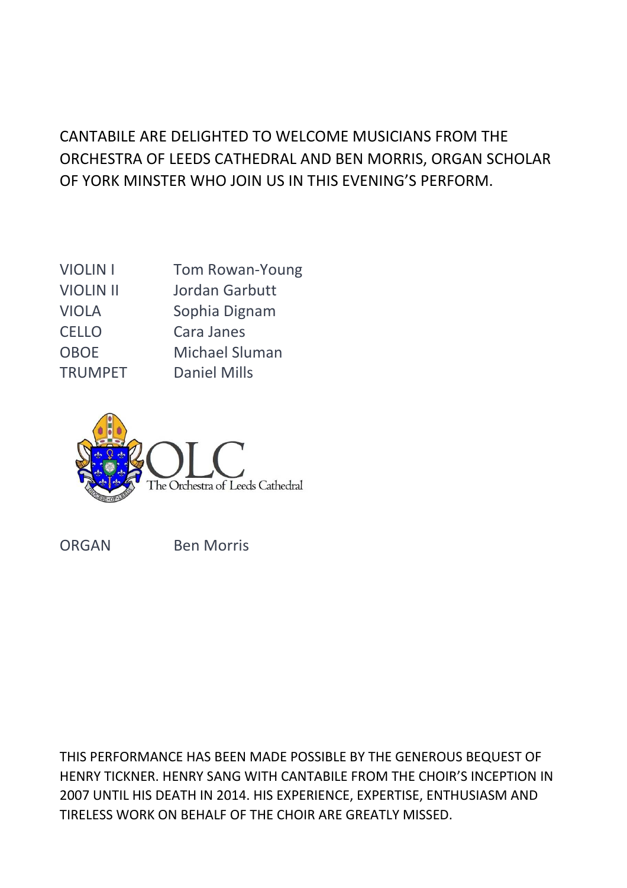CANTABILE ARE DELIGHTED TO WELCOME MUSICIANS FROM THE ORCHESTRA OF LEEDS CATHEDRAL AND BEN MORRIS, ORGAN SCHOLAR OF YORK MINSTER WHO JOIN US IN THIS EVENING'S PERFORM.

| | |
|---|---|
| VIOLIN I | Tom Rowan-Young |
| VIOLIN II | Jordan Garbutt |
| VIOLA | Sophia Dignam |
| CELLO | Cara Janes |
| OBOE | Michael Sluman |
| TRUMPET | Daniel Mills |

OLC The Orchestra of Leeds Cathedral

| | |
|---|---|
| ORGAN | Ben Morris |

THIS PERFORMANCE HAS BEEN MADE POSSIBLE BY THE GENEROUS BEQUEST OF HENRY TICKNER. HENRY SANG WITH CANTABILE FROM THE CHOIR'S INCEPTION IN 2007 UNTIL HIS DEATH IN 2014. HIS EXPERIENCE, EXPERTISE, ENTHUSIASM AND TIRELESS WORK ON BEHALF OF THE CHOIR ARE GREATLY MISSED.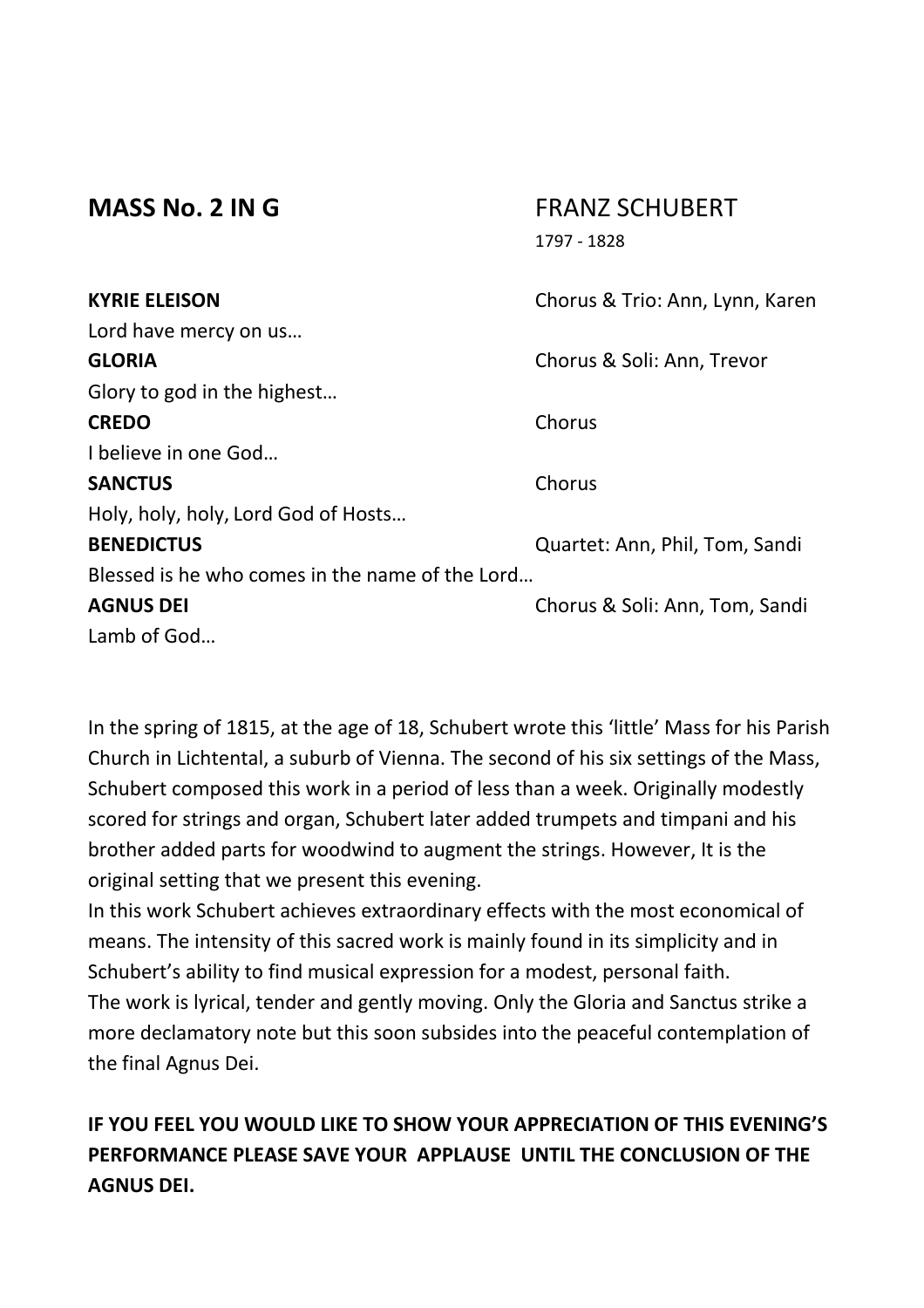## MASS No. 2 IN G

FRANZ SCHUBERT
1797 - 1828

**KYRIE ELEISON** — Chorus & Trio: Ann, Lynn, Karen
Lord have mercy on us…

**GLORIA** — Chorus & Soli: Ann, Trevor
Glory to god in the highest…

**CREDO** — Chorus
I believe in one God…

**SANCTUS** — Chorus
Holy, holy, holy, Lord God of Hosts…

**BENEDICTUS** — Quartet: Ann, Phil, Tom, Sandi
Blessed is he who comes in the name of the Lord…

**AGNUS DEI** — Chorus & Soli: Ann, Tom, Sandi
Lamb of God…

In the spring of 1815, at the age of 18, Schubert wrote this 'little' Mass for his Parish Church in Lichtental, a suburb of Vienna. The second of his six settings of the Mass, Schubert composed this work in a period of less than a week. Originally modestly scored for strings and organ, Schubert later added trumpets and timpani and his brother added parts for woodwind to augment the strings. However, It is the original setting that we present this evening.

In this work Schubert achieves extraordinary effects with the most economical of means. The intensity of this sacred work is mainly found in its simplicity and in Schubert's ability to find musical expression for a modest, personal faith.

The work is lyrical, tender and gently moving. Only the Gloria and Sanctus strike a more declamatory note but this soon subsides into the peaceful contemplation of the final Agnus Dei.

**IF YOU FEEL YOU WOULD LIKE TO SHOW YOUR APPRECIATION OF THIS EVENING'S PERFORMANCE PLEASE SAVE YOUR APPLAUSE UNTIL THE CONCLUSION OF THE AGNUS DEI.**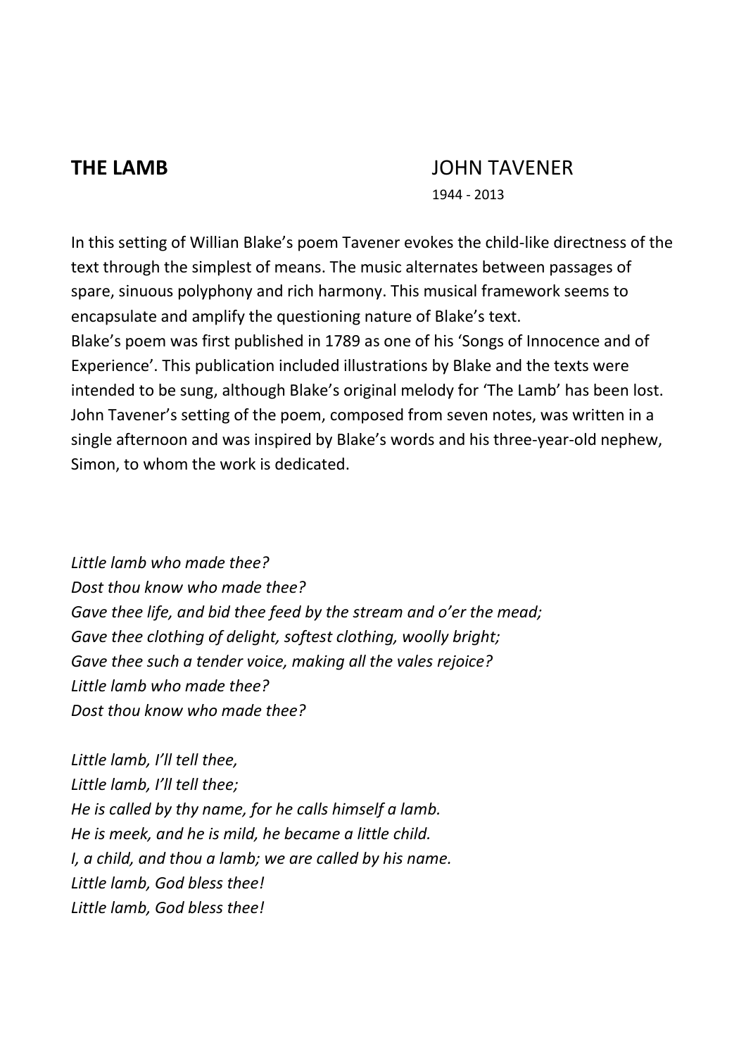**THE LAMB** JOHN TAVENER

1944 - 2013

In this setting of Willian Blake's poem Tavener evokes the child-like directness of the text through the simplest of means. The music alternates between passages of spare, sinuous polyphony and rich harmony. This musical framework seems to encapsulate and amplify the questioning nature of Blake's text.
Blake's poem was first published in 1789 as one of his 'Songs of Innocence and of Experience'. This publication included illustrations by Blake and the texts were intended to be sung, although Blake's original melody for 'The Lamb' has been lost. John Tavener's setting of the poem, composed from seven notes, was written in a single afternoon and was inspired by Blake's words and his three-year-old nephew, Simon, to whom the work is dedicated.

*Little lamb who made thee?*
*Dost thou know who made thee?*
*Gave thee life, and bid thee feed by the stream and o'er the mead;*
*Gave thee clothing of delight, softest clothing, woolly bright;*
*Gave thee such a tender voice, making all the vales rejoice?*
*Little lamb who made thee?*
*Dost thou know who made thee?*

*Little lamb, I'll tell thee,*
*Little lamb, I'll tell thee;*
*He is called by thy name, for he calls himself a lamb.*
*He is meek, and he is mild, he became a little child.*
*I, a child, and thou a lamb; we are called by his name.*
*Little lamb, God bless thee!*
*Little lamb, God bless thee!*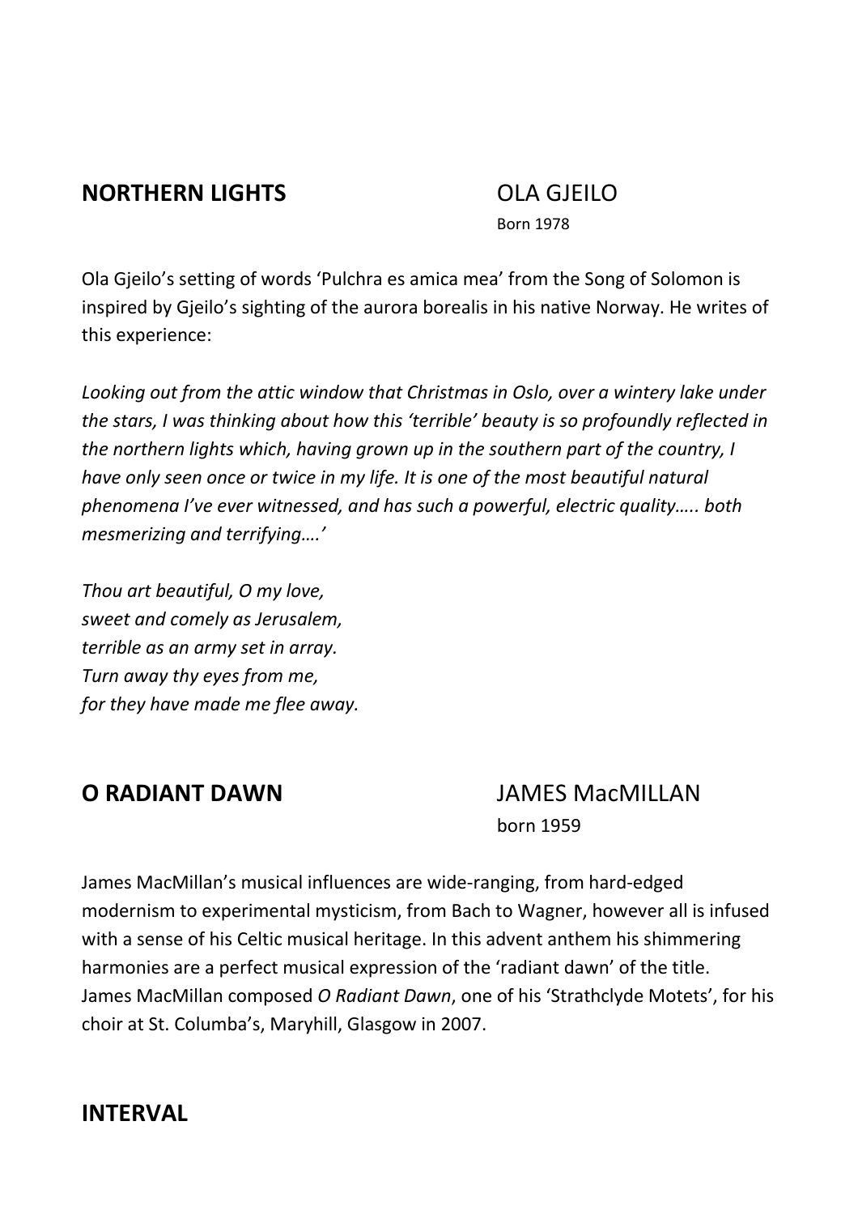## NORTHERN LIGHTS

OLA GJEILO
Born 1978

Ola Gjeilo's setting of words 'Pulchra es amica mea' from the Song of Solomon is inspired by Gjeilo's sighting of the aurora borealis in his native Norway. He writes of this experience:

*Looking out from the attic window that Christmas in Oslo, over a wintery lake under the stars, I was thinking about how this 'terrible' beauty is so profoundly reflected in the northern lights which, having grown up in the southern part of the country, I have only seen once or twice in my life. It is one of the most beautiful natural phenomena I've ever witnessed, and has such a powerful, electric quality….. both mesmerizing and terrifying….'*

*Thou art beautiful, O my love,*
*sweet and comely as Jerusalem,*
*terrible as an army set in array.*
*Turn away thy eyes from me,*
*for they have made me flee away.*

## O RADIANT DAWN

JAMES MacMILLAN
born 1959

James MacMillan's musical influences are wide-ranging, from hard-edged modernism to experimental mysticism, from Bach to Wagner, however all is infused with a sense of his Celtic musical heritage. In this advent anthem his shimmering harmonies are a perfect musical expression of the 'radiant dawn' of the title. James MacMillan composed *O Radiant Dawn*, one of his 'Strathclyde Motets', for his choir at St. Columba's, Maryhill, Glasgow in 2007.

## INTERVAL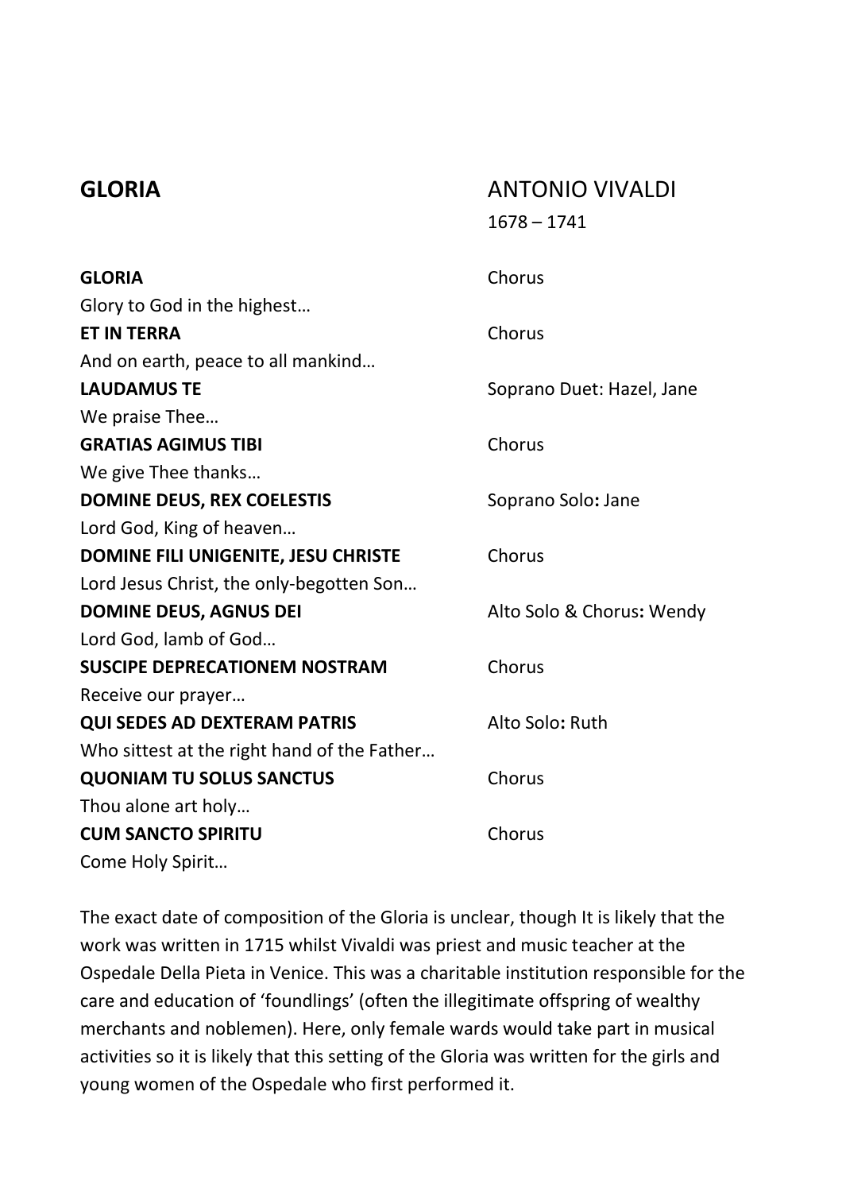## GLORIA

ANTONIO VIVALDI
1678 – 1741

**GLORIA** — Chorus
Glory to God in the highest…

**ET IN TERRA** — Chorus
And on earth, peace to all mankind…

**LAUDAMUS TE** — Soprano Duet: Hazel, Jane
We praise Thee…

**GRATIAS AGIMUS TIBI** — Chorus
We give Thee thanks…

**DOMINE DEUS, REX COELESTIS** — Soprano Solo**:** Jane
Lord God, King of heaven…

**DOMINE FILI UNIGENITE, JESU CHRISTE** — Chorus
Lord Jesus Christ, the only-begotten Son…

**DOMINE DEUS, AGNUS DEI** — Alto Solo & Chorus**:** Wendy
Lord God, lamb of God…

**SUSCIPE DEPRECATIONEM NOSTRAM** — Chorus
Receive our prayer…

**QUI SEDES AD DEXTERAM PATRIS** — Alto Solo**:** Ruth
Who sittest at the right hand of the Father…

**QUONIAM TU SOLUS SANCTUS** — Chorus
Thou alone art holy…

**CUM SANCTO SPIRITU** — Chorus
Come Holy Spirit…

The exact date of composition of the Gloria is unclear, though It is likely that the work was written in 1715 whilst Vivaldi was priest and music teacher at the Ospedale Della Pieta in Venice. This was a charitable institution responsible for the care and education of 'foundlings' (often the illegitimate offspring of wealthy merchants and noblemen). Here, only female wards would take part in musical activities so it is likely that this setting of the Gloria was written for the girls and young women of the Ospedale who first performed it.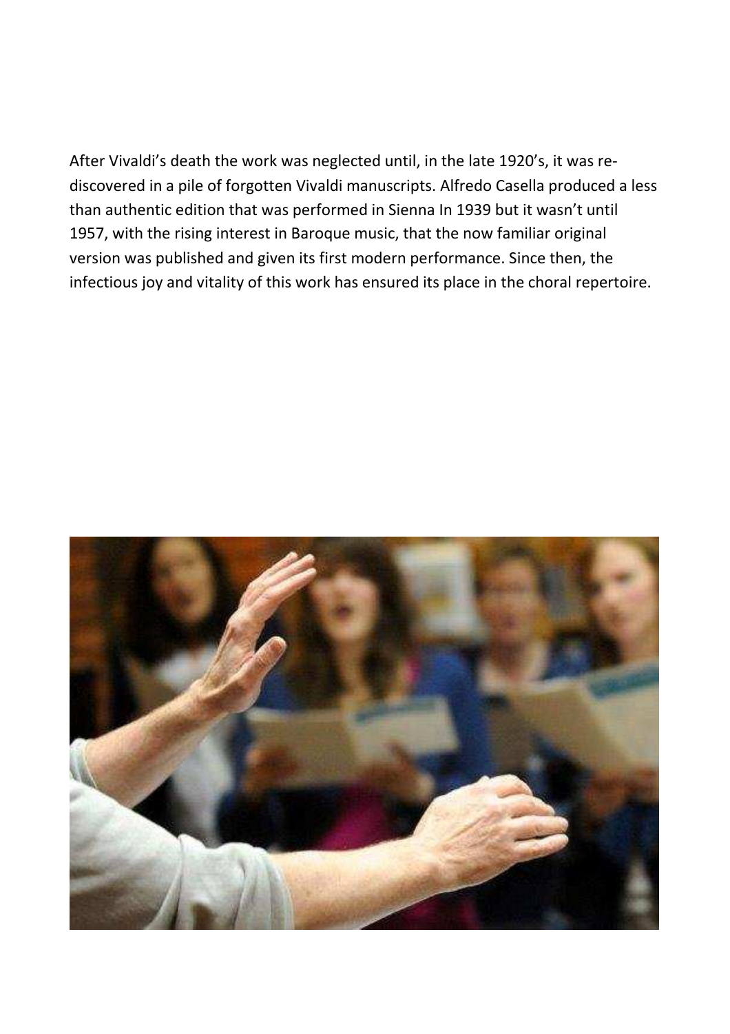After Vivaldi's death the work was neglected until, in the late 1920's, it was re-discovered in a pile of forgotten Vivaldi manuscripts. Alfredo Casella produced a less than authentic edition that was performed in Sienna In 1939 but it wasn't until 1957, with the rising interest in Baroque music, that the now familiar original version was published and given its first modern performance. Since then, the infectious joy and vitality of this work has ensured its place in the choral repertoire.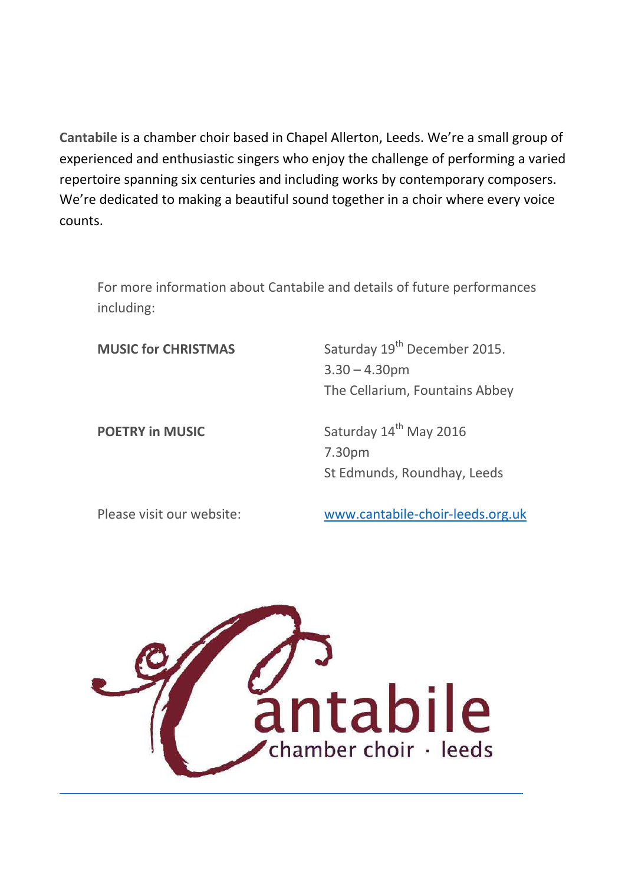**Cantabile** is a chamber choir based in Chapel Allerton, Leeds. We're a small group of experienced and enthusiastic singers who enjoy the challenge of performing a varied repertoire spanning six centuries and including works by contemporary composers. We're dedicated to making a beautiful sound together in a choir where every voice counts.

For more information about Cantabile and details of future performances including:

| | |
|---|---|
| **MUSIC for CHRISTMAS** | Saturday 19th December 2015.<br>3.30 – 4.30pm<br>The Cellarium, Fountains Abbey |
| **POETRY in MUSIC** | Saturday 14th May 2016<br>7.30pm<br>St Edmunds, Roundhay, Leeds |
| Please visit our website: | www.cantabile-choir-leeds.org.uk |

Cantabile

chamber choir · leeds